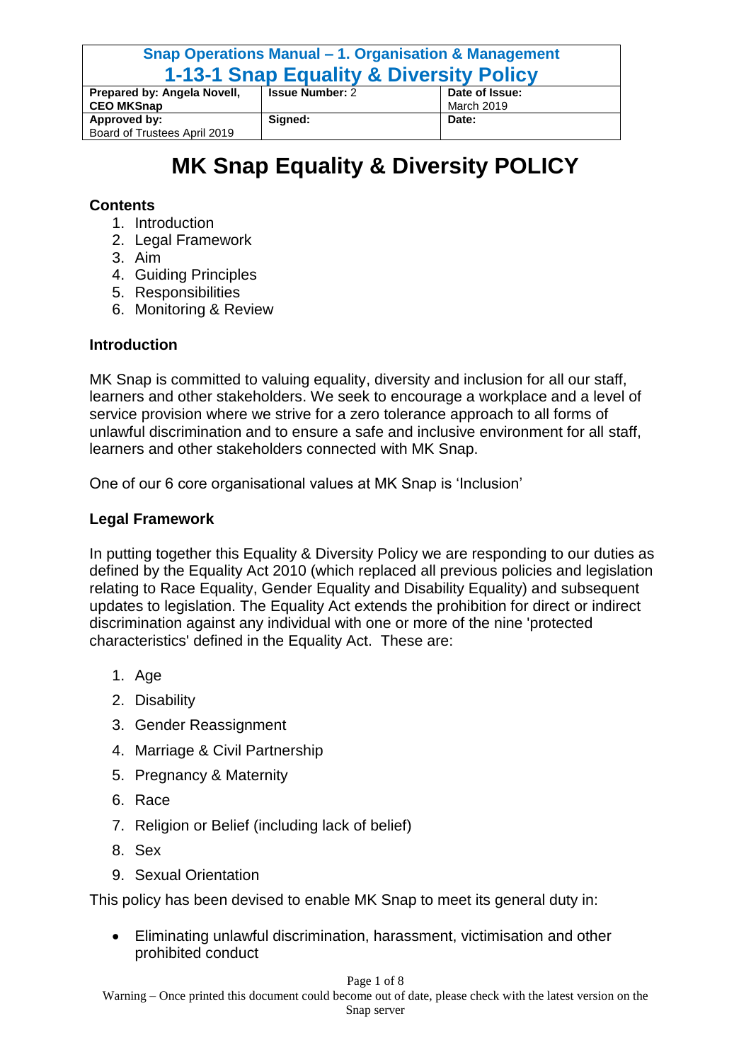| Snap Operations Manual – 1. Organisation & Management<br>1-13-1 Snap Equality & Diversity Policy | | |
|---|---|---|
| **Prepared by: Angela Novell, CEO MKSnap** | **Issue Number:** 2 | **Date of Issue:** March 2019 |
| **Approved by:** Board of Trustees April 2019 | **Signed:** | **Date:** |

# MK Snap Equality & Diversity POLICY

**Contents**

1. Introduction
2. Legal Framework
3. Aim
4. Guiding Principles
5. Responsibilities
6. Monitoring & Review

## Introduction

MK Snap is committed to valuing equality, diversity and inclusion for all our staff, learners and other stakeholders. We seek to encourage a workplace and a level of service provision where we strive for a zero tolerance approach to all forms of unlawful discrimination and to ensure a safe and inclusive environment for all staff, learners and other stakeholders connected with MK Snap.

One of our 6 core organisational values at MK Snap is 'Inclusion'

## Legal Framework

In putting together this Equality & Diversity Policy we are responding to our duties as defined by the Equality Act 2010 (which replaced all previous policies and legislation relating to Race Equality, Gender Equality and Disability Equality) and subsequent updates to legislation. The Equality Act extends the prohibition for direct or indirect discrimination against any individual with one or more of the nine 'protected characteristics' defined in the Equality Act. These are:

1. Age
2. Disability
3. Gender Reassignment
4. Marriage & Civil Partnership
5. Pregnancy & Maternity
6. Race
7. Religion or Belief (including lack of belief)
8. Sex
9. Sexual Orientation

This policy has been devised to enable MK Snap to meet its general duty in:

- Eliminating unlawful discrimination, harassment, victimisation and other prohibited conduct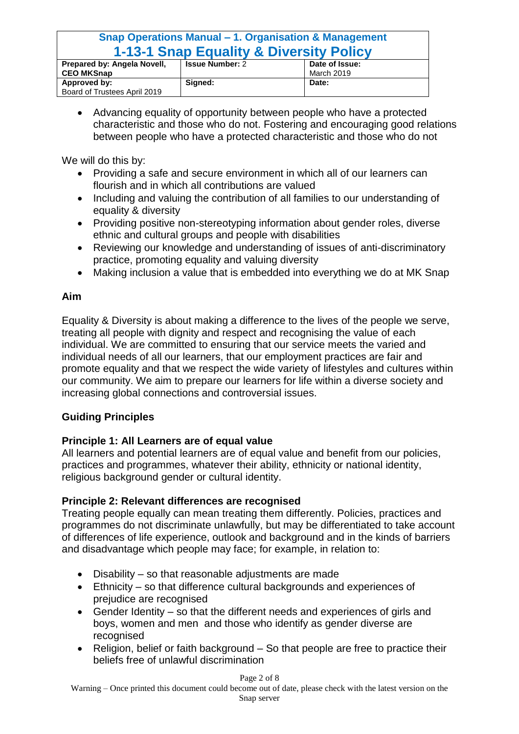- Advancing equality of opportunity between people who have a protected characteristic and those who do not. Fostering and encouraging good relations between people who have a protected characteristic and those who do not

We will do this by:

- Providing a safe and secure environment in which all of our learners can flourish and in which all contributions are valued
- Including and valuing the contribution of all families to our understanding of equality & diversity
- Providing positive non-stereotyping information about gender roles, diverse ethnic and cultural groups and people with disabilities
- Reviewing our knowledge and understanding of issues of anti-discriminatory practice, promoting equality and valuing diversity
- Making inclusion a value that is embedded into everything we do at MK Snap

**Aim**

Equality & Diversity is about making a difference to the lives of the people we serve, treating all people with dignity and respect and recognising the value of each individual. We are committed to ensuring that our service meets the varied and individual needs of all our learners, that our employment practices are fair and promote equality and that we respect the wide variety of lifestyles and cultures within our community. We aim to prepare our learners for life within a diverse society and increasing global connections and controversial issues.

**Guiding Principles**

**Principle 1: All Learners are of equal value**

All learners and potential learners are of equal value and benefit from our policies, practices and programmes, whatever their ability, ethnicity or national identity, religious background gender or cultural identity.

**Principle 2: Relevant differences are recognised**

Treating people equally can mean treating them differently. Policies, practices and programmes do not discriminate unlawfully, but may be differentiated to take account of differences of life experience, outlook and background and in the kinds of barriers and disadvantage which people may face; for example, in relation to:

- Disability – so that reasonable adjustments are made
- Ethnicity – so that difference cultural backgrounds and experiences of prejudice are recognised
- Gender Identity – so that the different needs and experiences of girls and boys, women and men and those who identify as gender diverse are recognised
- Religion, belief or faith background – So that people are free to practice their beliefs free of unlawful discrimination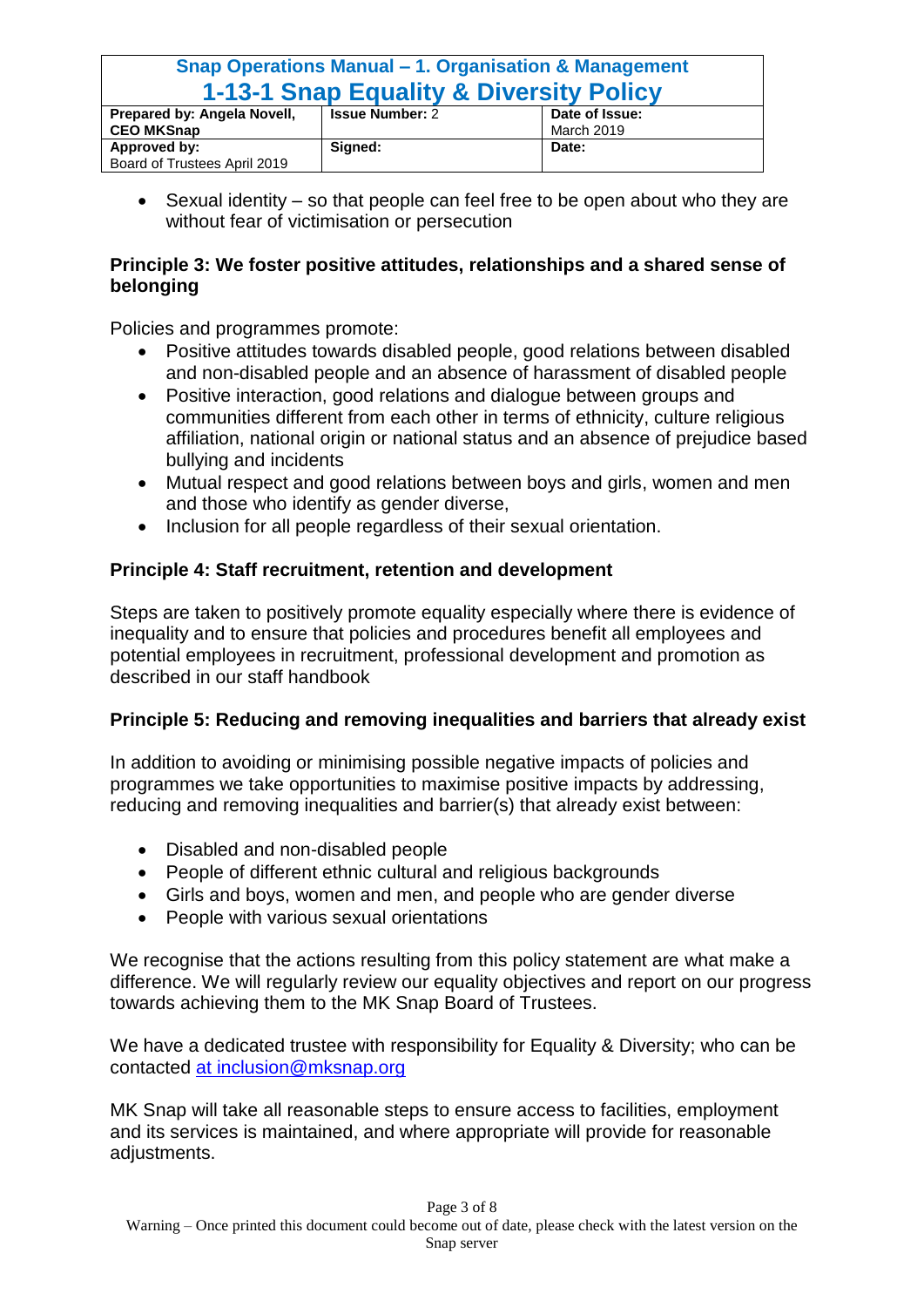- Sexual identity – so that people can feel free to be open about who they are without fear of victimisation or persecution

**Principle 3: We foster positive attitudes, relationships and a shared sense of belonging**

Policies and programmes promote:

- Positive attitudes towards disabled people, good relations between disabled and non-disabled people and an absence of harassment of disabled people
- Positive interaction, good relations and dialogue between groups and communities different from each other in terms of ethnicity, culture religious affiliation, national origin or national status and an absence of prejudice based bullying and incidents
- Mutual respect and good relations between boys and girls, women and men and those who identify as gender diverse,
- Inclusion for all people regardless of their sexual orientation.

**Principle 4: Staff recruitment, retention and development**

Steps are taken to positively promote equality especially where there is evidence of inequality and to ensure that policies and procedures benefit all employees and potential employees in recruitment, professional development and promotion as described in our staff handbook

**Principle 5: Reducing and removing inequalities and barriers that already exist**

In addition to avoiding or minimising possible negative impacts of policies and programmes we take opportunities to maximise positive impacts by addressing, reducing and removing inequalities and barrier(s) that already exist between:

- Disabled and non-disabled people
- People of different ethnic cultural and religious backgrounds
- Girls and boys, women and men, and people who are gender diverse
- People with various sexual orientations

We recognise that the actions resulting from this policy statement are what make a difference. We will regularly review our equality objectives and report on our progress towards achieving them to the MK Snap Board of Trustees.

We have a dedicated trustee with responsibility for Equality & Diversity; who can be contacted at inclusion@mksnap.org

MK Snap will take all reasonable steps to ensure access to facilities, employment and its services is maintained, and where appropriate will provide for reasonable adjustments.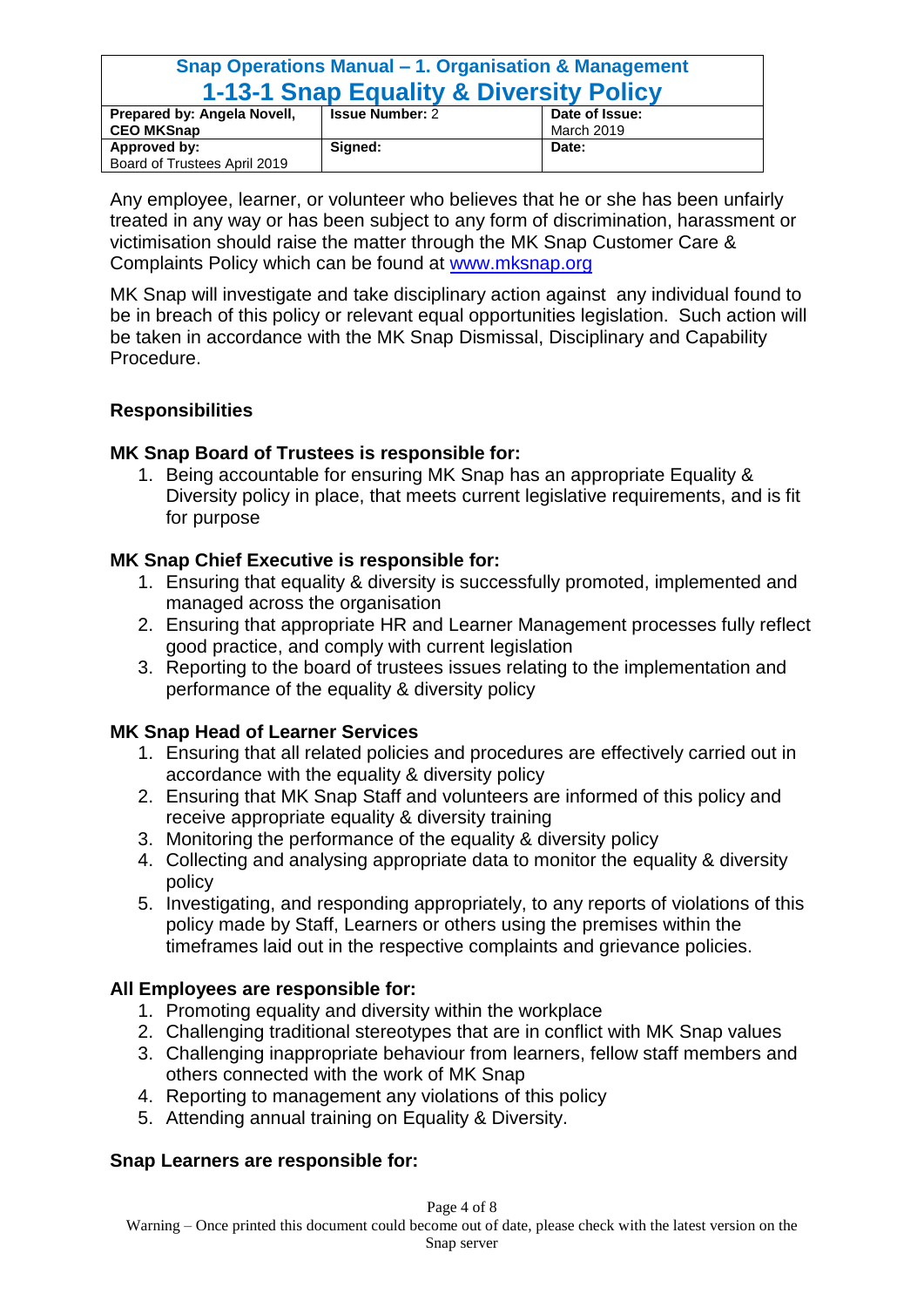| Snap Operations Manual – 1. Organisation & Management 1-13-1 Snap Equality & Diversity Policy | | |
|---|---|---|
| **Prepared by: Angela Novell, CEO MKSnap** | **Issue Number:** 2 | **Date of Issue:** March 2019 |
| **Approved by:** Board of Trustees April 2019 | **Signed:** | **Date:** |

Any employee, learner, or volunteer who believes that he or she has been unfairly treated in any way or has been subject to any form of discrimination, harassment or victimisation should raise the matter through the MK Snap Customer Care & Complaints Policy which can be found at www.mksnap.org

MK Snap will investigate and take disciplinary action against any individual found to be in breach of this policy or relevant equal opportunities legislation. Such action will be taken in accordance with the MK Snap Dismissal, Disciplinary and Capability Procedure.

**Responsibilities**

**MK Snap Board of Trustees is responsible for:**

1. Being accountable for ensuring MK Snap has an appropriate Equality & Diversity policy in place, that meets current legislative requirements, and is fit for purpose

**MK Snap Chief Executive is responsible for:**

1. Ensuring that equality & diversity is successfully promoted, implemented and managed across the organisation
2. Ensuring that appropriate HR and Learner Management processes fully reflect good practice, and comply with current legislation
3. Reporting to the board of trustees issues relating to the implementation and performance of the equality & diversity policy

**MK Snap Head of Learner Services**

1. Ensuring that all related policies and procedures are effectively carried out in accordance with the equality & diversity policy
2. Ensuring that MK Snap Staff and volunteers are informed of this policy and receive appropriate equality & diversity training
3. Monitoring the performance of the equality & diversity policy
4. Collecting and analysing appropriate data to monitor the equality & diversity policy
5. Investigating, and responding appropriately, to any reports of violations of this policy made by Staff, Learners or others using the premises within the timeframes laid out in the respective complaints and grievance policies.

**All Employees are responsible for:**

1. Promoting equality and diversity within the workplace
2. Challenging traditional stereotypes that are in conflict with MK Snap values
3. Challenging inappropriate behaviour from learners, fellow staff members and others connected with the work of MK Snap
4. Reporting to management any violations of this policy
5. Attending annual training on Equality & Diversity.

**Snap Learners are responsible for:**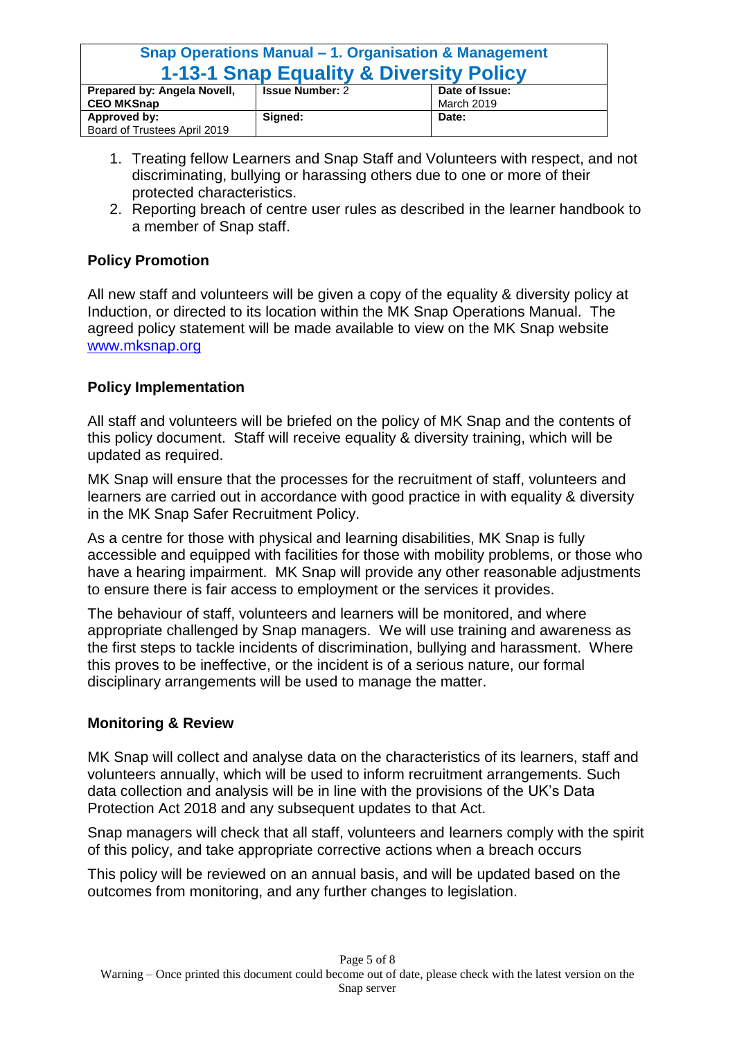1. Treating fellow Learners and Snap Staff and Volunteers with respect, and not discriminating, bullying or harassing others due to one or more of their protected characteristics.
2. Reporting breach of centre user rules as described in the learner handbook to a member of Snap staff.

### Policy Promotion

All new staff and volunteers will be given a copy of the equality & diversity policy at Induction, or directed to its location within the MK Snap Operations Manual. The agreed policy statement will be made available to view on the MK Snap website [www.mksnap.org](http://www.mksnap.org)

### Policy Implementation

All staff and volunteers will be briefed on the policy of MK Snap and the contents of this policy document. Staff will receive equality & diversity training, which will be updated as required.

MK Snap will ensure that the processes for the recruitment of staff, volunteers and learners are carried out in accordance with good practice in with equality & diversity in the MK Snap Safer Recruitment Policy.

As a centre for those with physical and learning disabilities, MK Snap is fully accessible and equipped with facilities for those with mobility problems, or those who have a hearing impairment. MK Snap will provide any other reasonable adjustments to ensure there is fair access to employment or the services it provides.

The behaviour of staff, volunteers and learners will be monitored, and where appropriate challenged by Snap managers. We will use training and awareness as the first steps to tackle incidents of discrimination, bullying and harassment. Where this proves to be ineffective, or the incident is of a serious nature, our formal disciplinary arrangements will be used to manage the matter.

### Monitoring & Review

MK Snap will collect and analyse data on the characteristics of its learners, staff and volunteers annually, which will be used to inform recruitment arrangements. Such data collection and analysis will be in line with the provisions of the UK's Data Protection Act 2018 and any subsequent updates to that Act.

Snap managers will check that all staff, volunteers and learners comply with the spirit of this policy, and take appropriate corrective actions when a breach occurs

This policy will be reviewed on an annual basis, and will be updated based on the outcomes from monitoring, and any further changes to legislation.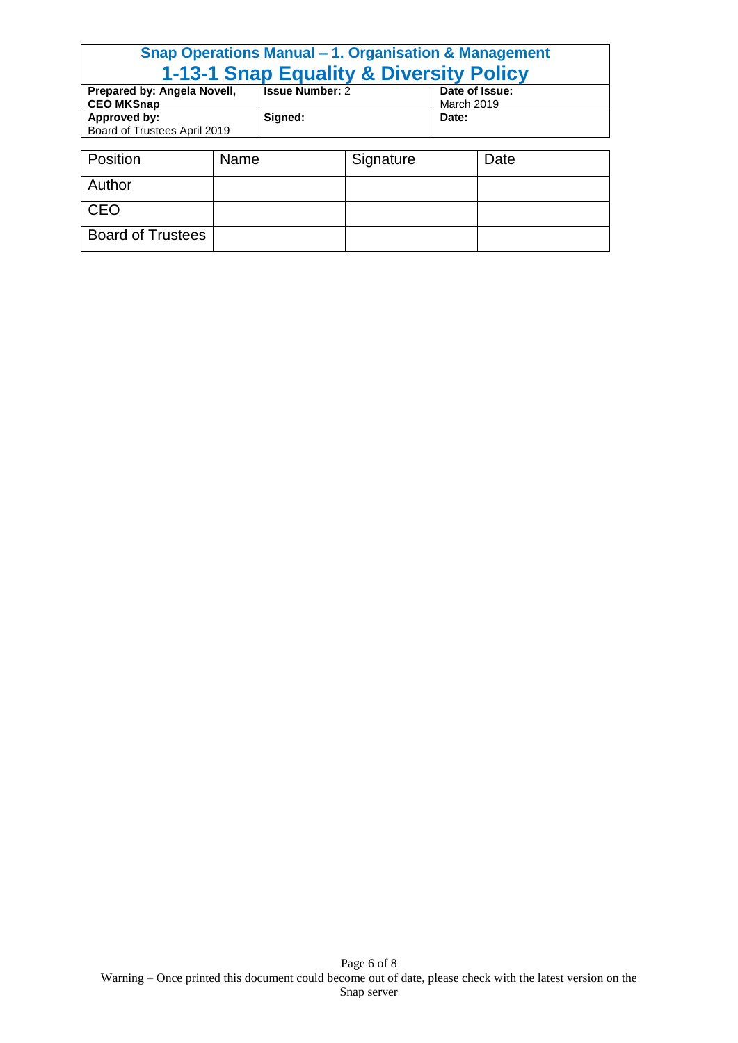| Position | Name | Signature | Date |
|---|---|---|---|
| Author | | | |
| CEO | | | |
| Board of Trustees | | | |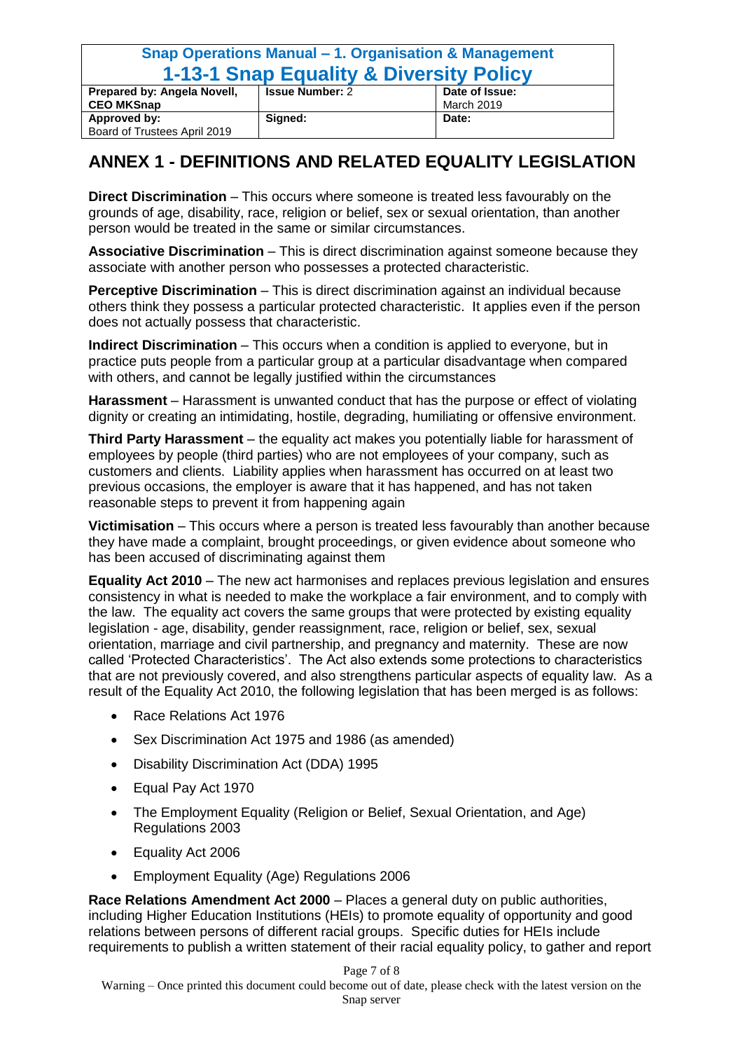## ANNEX 1 - DEFINITIONS AND RELATED EQUALITY LEGISLATION

**Direct Discrimination** – This occurs where someone is treated less favourably on the grounds of age, disability, race, religion or belief, sex or sexual orientation, than another person would be treated in the same or similar circumstances.

**Associative Discrimination** – This is direct discrimination against someone because they associate with another person who possesses a protected characteristic.

**Perceptive Discrimination** – This is direct discrimination against an individual because others think they possess a particular protected characteristic. It applies even if the person does not actually possess that characteristic.

**Indirect Discrimination** – This occurs when a condition is applied to everyone, but in practice puts people from a particular group at a particular disadvantage when compared with others, and cannot be legally justified within the circumstances

**Harassment** – Harassment is unwanted conduct that has the purpose or effect of violating dignity or creating an intimidating, hostile, degrading, humiliating or offensive environment.

**Third Party Harassment** – the equality act makes you potentially liable for harassment of employees by people (third parties) who are not employees of your company, such as customers and clients. Liability applies when harassment has occurred on at least two previous occasions, the employer is aware that it has happened, and has not taken reasonable steps to prevent it from happening again

**Victimisation** – This occurs where a person is treated less favourably than another because they have made a complaint, brought proceedings, or given evidence about someone who has been accused of discriminating against them

**Equality Act 2010** – The new act harmonises and replaces previous legislation and ensures consistency in what is needed to make the workplace a fair environment, and to comply with the law. The equality act covers the same groups that were protected by existing equality legislation - age, disability, gender reassignment, race, religion or belief, sex, sexual orientation, marriage and civil partnership, and pregnancy and maternity. These are now called 'Protected Characteristics'. The Act also extends some protections to characteristics that are not previously covered, and also strengthens particular aspects of equality law. As a result of the Equality Act 2010, the following legislation that has been merged is as follows:

- Race Relations Act 1976
- Sex Discrimination Act 1975 and 1986 (as amended)
- Disability Discrimination Act (DDA) 1995
- Equal Pay Act 1970
- The Employment Equality (Religion or Belief, Sexual Orientation, and Age) Regulations 2003
- Equality Act 2006
- Employment Equality (Age) Regulations 2006

**Race Relations Amendment Act 2000** – Places a general duty on public authorities, including Higher Education Institutions (HEIs) to promote equality of opportunity and good relations between persons of different racial groups. Specific duties for HEIs include requirements to publish a written statement of their racial equality policy, to gather and report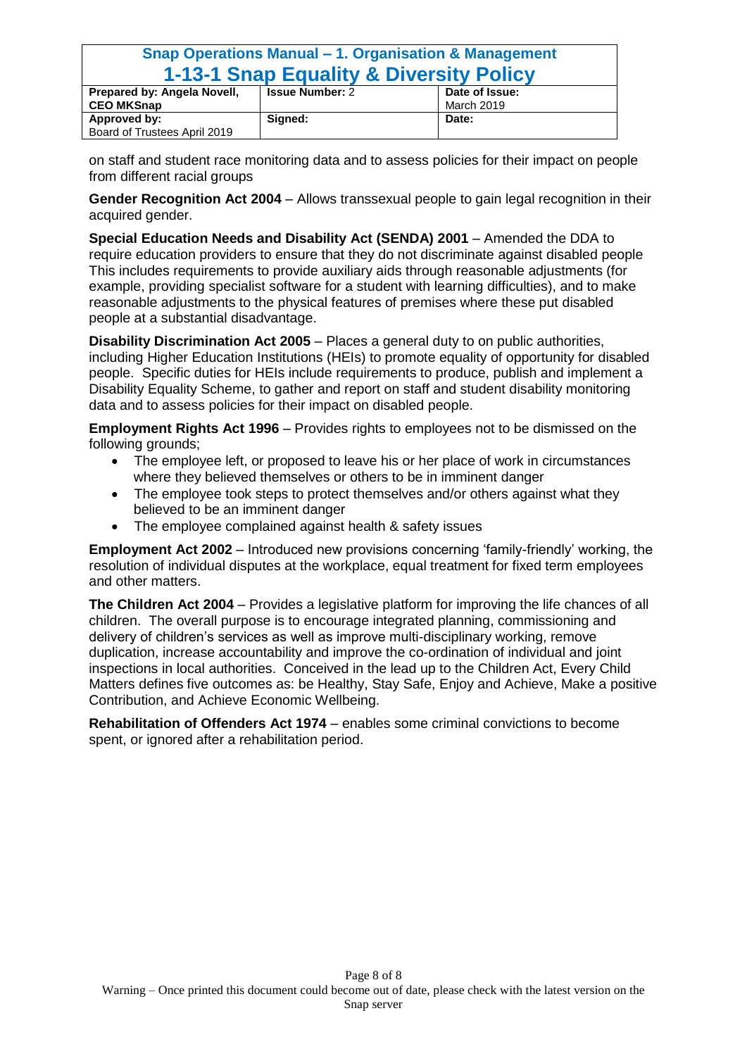on staff and student race monitoring data and to assess policies for their impact on people from different racial groups

**Gender Recognition Act 2004** – Allows transsexual people to gain legal recognition in their acquired gender.

**Special Education Needs and Disability Act (SENDA) 2001** – Amended the DDA to require education providers to ensure that they do not discriminate against disabled people This includes requirements to provide auxiliary aids through reasonable adjustments (for example, providing specialist software for a student with learning difficulties), and to make reasonable adjustments to the physical features of premises where these put disabled people at a substantial disadvantage.

**Disability Discrimination Act 2005** – Places a general duty to on public authorities, including Higher Education Institutions (HEIs) to promote equality of opportunity for disabled people. Specific duties for HEIs include requirements to produce, publish and implement a Disability Equality Scheme, to gather and report on staff and student disability monitoring data and to assess policies for their impact on disabled people.

**Employment Rights Act 1996** – Provides rights to employees not to be dismissed on the following grounds;

- The employee left, or proposed to leave his or her place of work in circumstances where they believed themselves or others to be in imminent danger
- The employee took steps to protect themselves and/or others against what they believed to be an imminent danger
- The employee complained against health & safety issues

**Employment Act 2002** – Introduced new provisions concerning 'family-friendly' working, the resolution of individual disputes at the workplace, equal treatment for fixed term employees and other matters.

**The Children Act 2004** – Provides a legislative platform for improving the life chances of all children. The overall purpose is to encourage integrated planning, commissioning and delivery of children's services as well as improve multi-disciplinary working, remove duplication, increase accountability and improve the co-ordination of individual and joint inspections in local authorities. Conceived in the lead up to the Children Act, Every Child Matters defines five outcomes as: be Healthy, Stay Safe, Enjoy and Achieve, Make a positive Contribution, and Achieve Economic Wellbeing.

**Rehabilitation of Offenders Act 1974** – enables some criminal convictions to become spent, or ignored after a rehabilitation period.